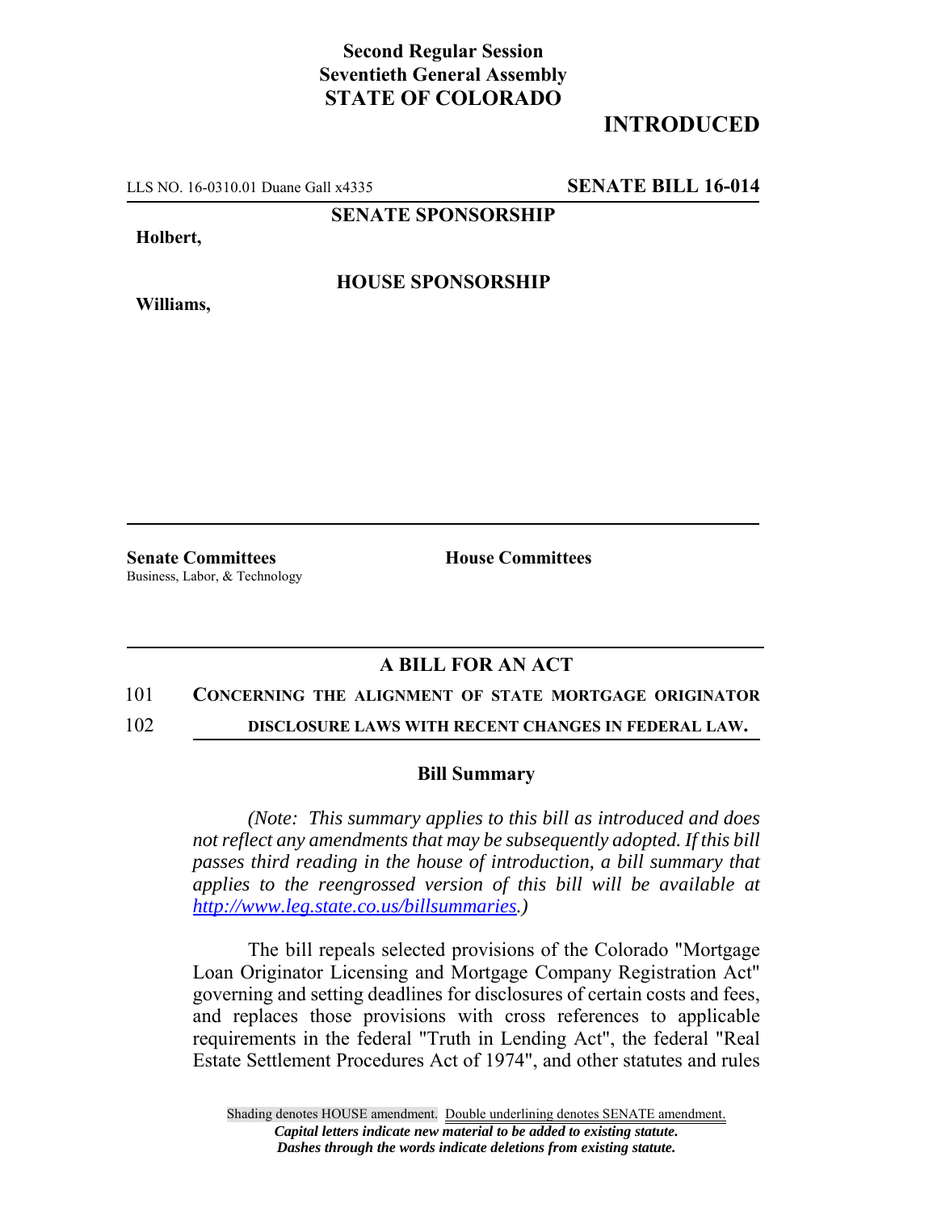**Second Regular Session**
**Seventieth General Assembly**
**STATE OF COLORADO**

# INTRODUCED

LLS NO. 16-0310.01 Duane Gall x4335 **SENATE BILL 16-014**

**SENATE SPONSORSHIP**

**Holbert,**

**HOUSE SPONSORSHIP**

**Williams,**

**Senate Committees**
Business, Labor, & Technology

**House Committees**

## A BILL FOR AN ACT

101 **CONCERNING THE ALIGNMENT OF STATE MORTGAGE ORIGINATOR**
102 **DISCLOSURE LAWS WITH RECENT CHANGES IN FEDERAL LAW.**

### Bill Summary

*(Note: This summary applies to this bill as introduced and does not reflect any amendments that may be subsequently adopted. If this bill passes third reading in the house of introduction, a bill summary that applies to the reengrossed version of this bill will be available at http://www.leg.state.co.us/billsummaries.)*

The bill repeals selected provisions of the Colorado "Mortgage Loan Originator Licensing and Mortgage Company Registration Act" governing and setting deadlines for disclosures of certain costs and fees, and replaces those provisions with cross references to applicable requirements in the federal "Truth in Lending Act", the federal "Real Estate Settlement Procedures Act of 1974", and other statutes and rules

Shading denotes HOUSE amendment. Double underlining denotes SENATE amendment.
*Capital letters indicate new material to be added to existing statute.*
*Dashes through the words indicate deletions from existing statute.*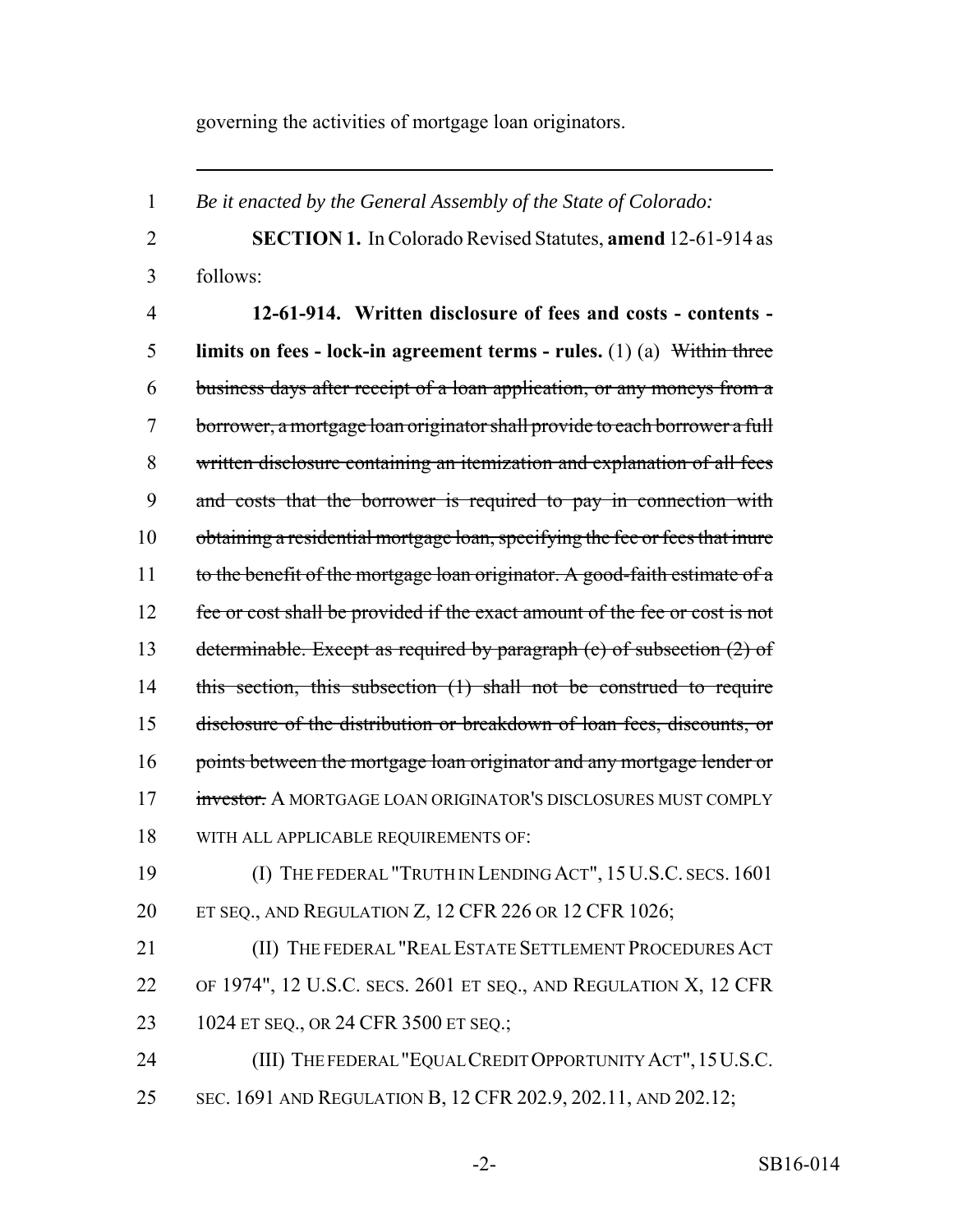governing the activities of mortgage loan originators.

---

1 *Be it enacted by the General Assembly of the State of Colorado:*

2 **SECTION 1.** In Colorado Revised Statutes, **amend** 12-61-914 as
3 follows:

4 **12-61-914. Written disclosure of fees and costs - contents -**
5 **limits on fees - lock-in agreement terms - rules.** (1) (a) ~~Within three~~
6 ~~business days after receipt of a loan application, or any moneys from a~~
7 ~~borrower, a mortgage loan originator shall provide to each borrower a full~~
8 ~~written disclosure containing an itemization and explanation of all fees~~
9 ~~and costs that the borrower is required to pay in connection with~~
10 ~~obtaining a residential mortgage loan, specifying the fee or fees that inure~~
11 ~~to the benefit of the mortgage loan originator. A good-faith estimate of a~~
12 ~~fee or cost shall be provided if the exact amount of the fee or cost is not~~
13 ~~determinable. Except as required by paragraph (c) of subsection (2) of~~
14 ~~this section, this subsection (1) shall not be construed to require~~
15 ~~disclosure of the distribution or breakdown of loan fees, discounts, or~~
16 ~~points between the mortgage loan originator and any mortgage lender or~~
17 ~~investor.~~ A MORTGAGE LOAN ORIGINATOR'S DISCLOSURES MUST COMPLY
18 WITH ALL APPLICABLE REQUIREMENTS OF:

19 (I) THE FEDERAL "TRUTH IN LENDING ACT", 15 U.S.C. SECS. 1601
20 ET SEQ., AND REGULATION Z, 12 CFR 226 OR 12 CFR 1026;

21 (II) THE FEDERAL "REAL ESTATE SETTLEMENT PROCEDURES ACT
22 OF 1974", 12 U.S.C. SECS. 2601 ET SEQ., AND REGULATION X, 12 CFR
23 1024 ET SEQ., OR 24 CFR 3500 ET SEQ.;

24 (III) THE FEDERAL "EQUAL CREDIT OPPORTUNITY ACT", 15 U.S.C.
25 SEC. 1691 AND REGULATION B, 12 CFR 202.9, 202.11, AND 202.12;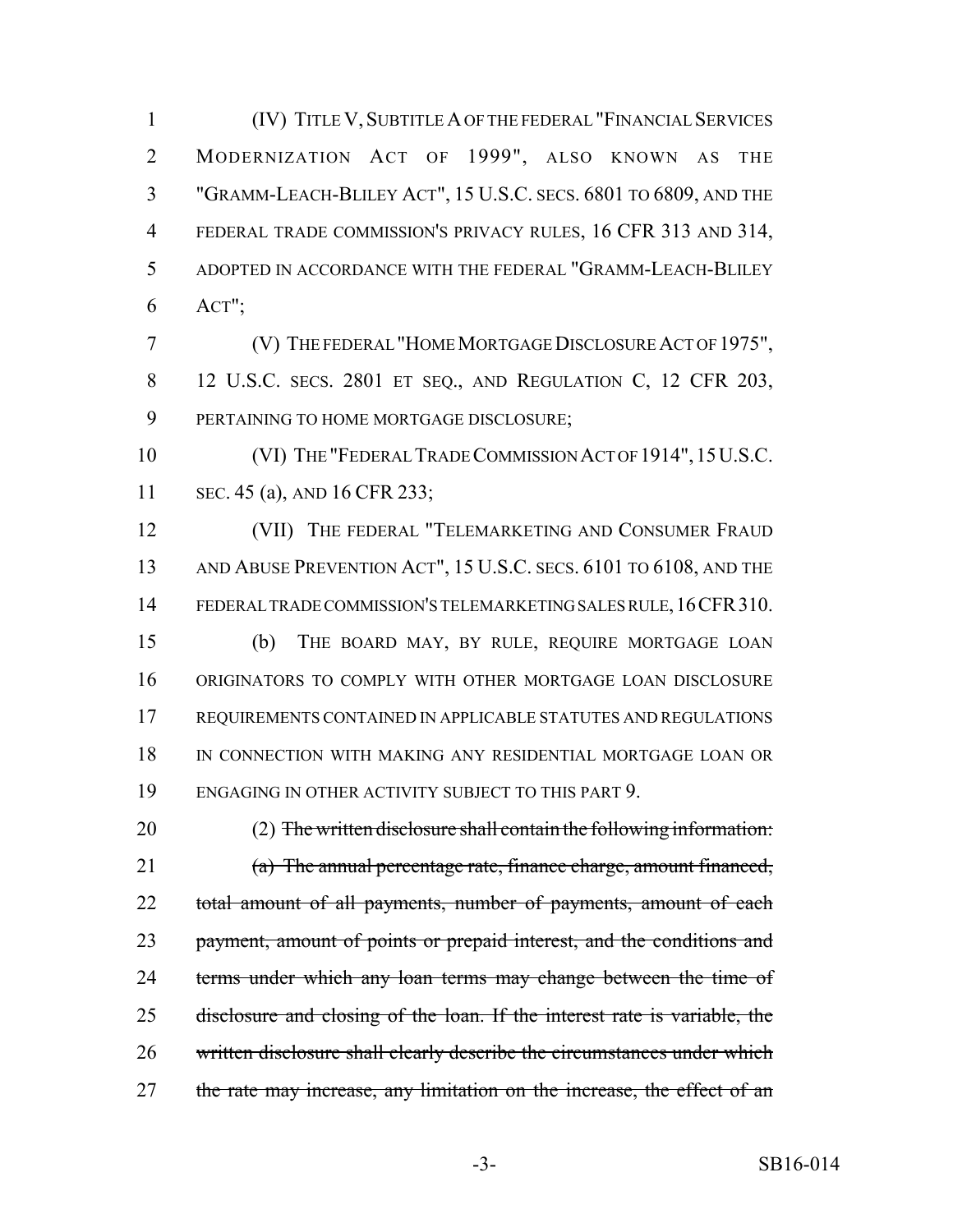(IV) TITLE V, SUBTITLE A OF THE FEDERAL "FINANCIAL SERVICES MODERNIZATION ACT OF 1999", ALSO KNOWN AS THE "GRAMM-LEACH-BLILEY ACT", 15 U.S.C. SECS. 6801 TO 6809, AND THE FEDERAL TRADE COMMISSION'S PRIVACY RULES, 16 CFR 313 AND 314, ADOPTED IN ACCORDANCE WITH THE FEDERAL "GRAMM-LEACH-BLILEY ACT";

(V) THE FEDERAL "HOME MORTGAGE DISCLOSURE ACT OF 1975", 12 U.S.C. SECS. 2801 ET SEQ., AND REGULATION C, 12 CFR 203, PERTAINING TO HOME MORTGAGE DISCLOSURE;

(VI) THE "FEDERAL TRADE COMMISSION ACT OF 1914", 15 U.S.C. SEC. 45 (a), AND 16 CFR 233;

(VII) THE FEDERAL "TELEMARKETING AND CONSUMER FRAUD AND ABUSE PREVENTION ACT", 15 U.S.C. SECS. 6101 TO 6108, AND THE FEDERAL TRADE COMMISSION'S TELEMARKETING SALES RULE, 16 CFR 310.

(b) THE BOARD MAY, BY RULE, REQUIRE MORTGAGE LOAN ORIGINATORS TO COMPLY WITH OTHER MORTGAGE LOAN DISCLOSURE REQUIREMENTS CONTAINED IN APPLICABLE STATUTES AND REGULATIONS IN CONNECTION WITH MAKING ANY RESIDENTIAL MORTGAGE LOAN OR ENGAGING IN OTHER ACTIVITY SUBJECT TO THIS PART 9.

(2) ~~The written disclosure shall contain the following information:~~

~~(a) The annual percentage rate, finance charge, amount financed, total amount of all payments, number of payments, amount of each payment, amount of points or prepaid interest, and the conditions and terms under which any loan terms may change between the time of disclosure and closing of the loan. If the interest rate is variable, the written disclosure shall clearly describe the circumstances under which the rate may increase, any limitation on the increase, the effect of an~~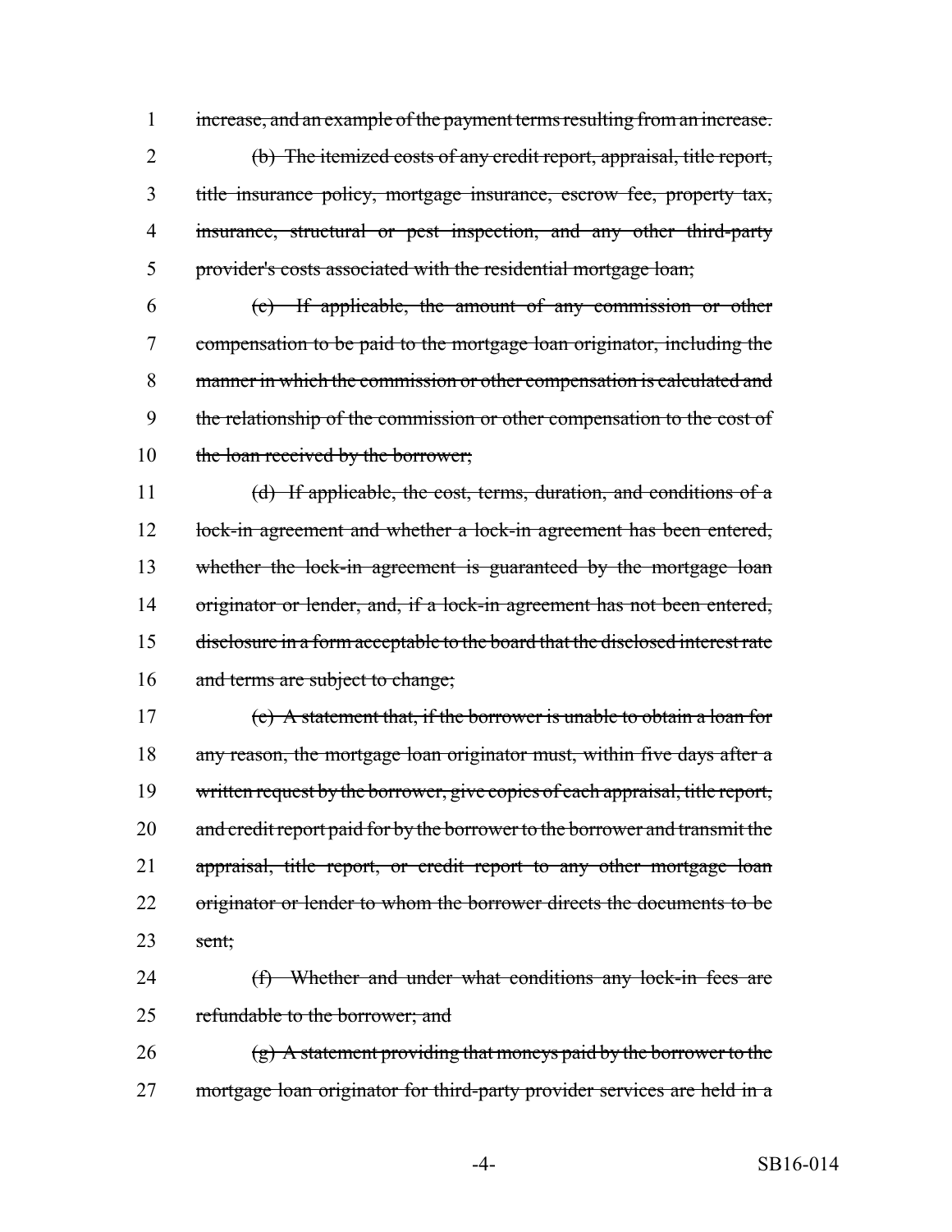increase, and an example of the payment terms resulting from an increase.

(b) The itemized costs of any credit report, appraisal, title report, title insurance policy, mortgage insurance, escrow fee, property tax, insurance, structural or pest inspection, and any other third-party provider's costs associated with the residential mortgage loan;

(c) If applicable, the amount of any commission or other compensation to be paid to the mortgage loan originator, including the manner in which the commission or other compensation is calculated and the relationship of the commission or other compensation to the cost of the loan received by the borrower;

(d) If applicable, the cost, terms, duration, and conditions of a lock-in agreement and whether a lock-in agreement has been entered, whether the lock-in agreement is guaranteed by the mortgage loan originator or lender, and, if a lock-in agreement has not been entered, disclosure in a form acceptable to the board that the disclosed interest rate and terms are subject to change;

(e) A statement that, if the borrower is unable to obtain a loan for any reason, the mortgage loan originator must, within five days after a written request by the borrower, give copies of each appraisal, title report, and credit report paid for by the borrower to the borrower and transmit the appraisal, title report, or credit report to any other mortgage loan originator or lender to whom the borrower directs the documents to be sent;

(f) Whether and under what conditions any lock-in fees are refundable to the borrower; and

(g) A statement providing that moneys paid by the borrower to the mortgage loan originator for third-party provider services are held in a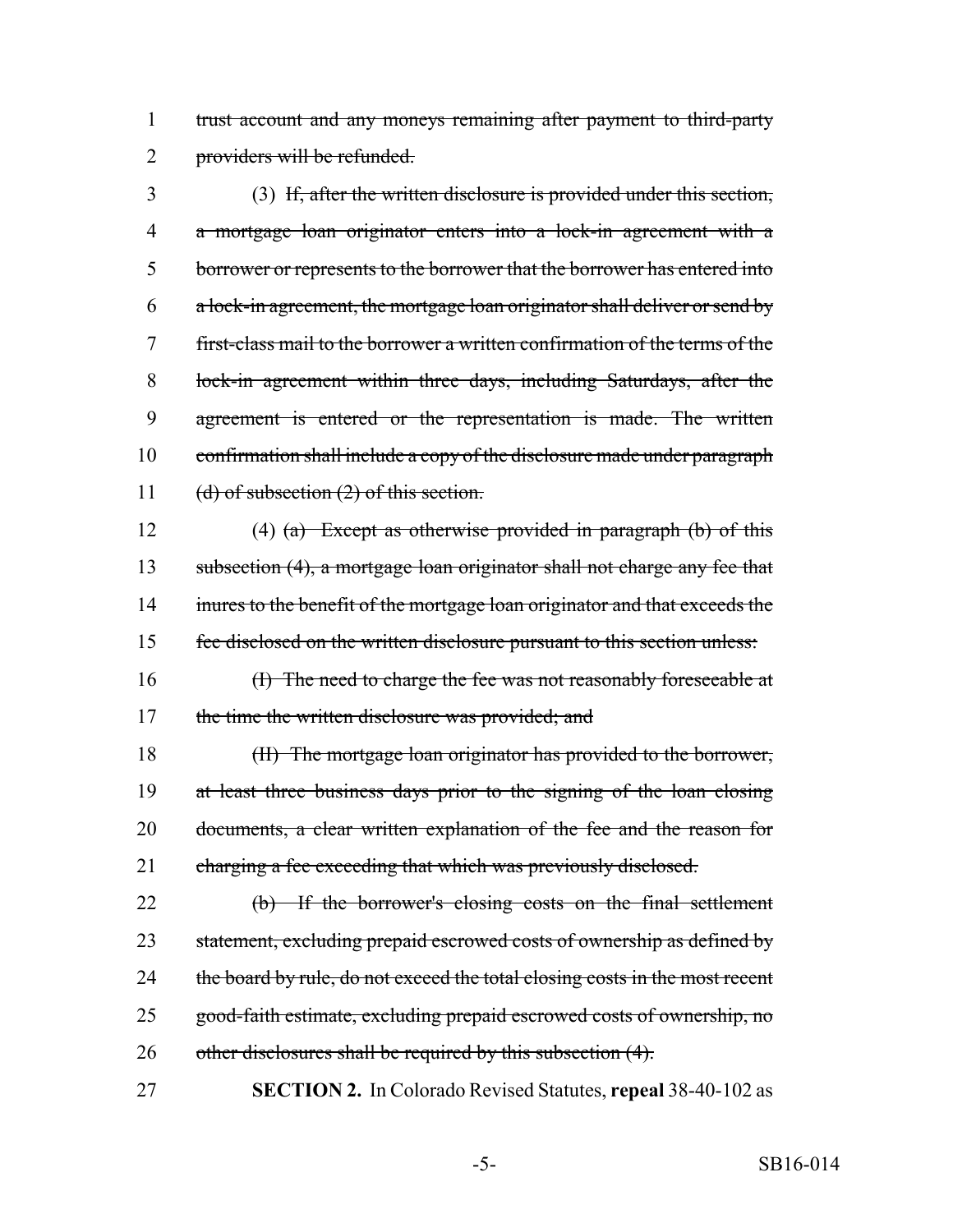trust account and any moneys remaining after payment to third-party providers will be refunded.

(3) ~~If, after the written disclosure is provided under this section, a mortgage loan originator enters into a lock-in agreement with a borrower or represents to the borrower that the borrower has entered into a lock-in agreement, the mortgage loan originator shall deliver or send by first-class mail to the borrower a written confirmation of the terms of the lock-in agreement within three days, including Saturdays, after the agreement is entered or the representation is made. The written confirmation shall include a copy of the disclosure made under paragraph (d) of subsection (2) of this section.~~

(4) ~~(a) Except as otherwise provided in paragraph (b) of this subsection (4), a mortgage loan originator shall not charge any fee that inures to the benefit of the mortgage loan originator and that exceeds the fee disclosed on the written disclosure pursuant to this section unless:~~

~~(I) The need to charge the fee was not reasonably foreseeable at the time the written disclosure was provided; and~~

~~(II) The mortgage loan originator has provided to the borrower, at least three business days prior to the signing of the loan closing documents, a clear written explanation of the fee and the reason for charging a fee exceeding that which was previously disclosed.~~

~~(b) If the borrower's closing costs on the final settlement statement, excluding prepaid escrowed costs of ownership as defined by the board by rule, do not exceed the total closing costs in the most recent good-faith estimate, excluding prepaid escrowed costs of ownership, no other disclosures shall be required by this subsection (4).~~

**SECTION 2.** In Colorado Revised Statutes, **repeal** 38-40-102 as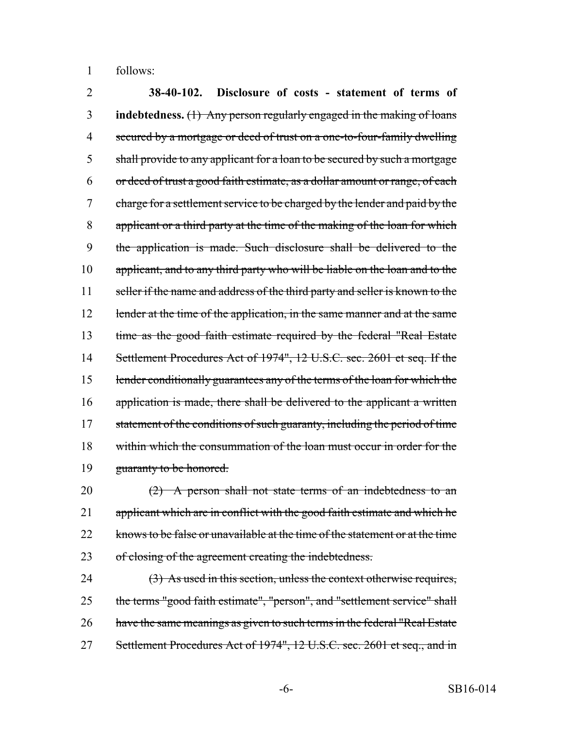follows:

**38-40-102. Disclosure of costs - statement of terms of indebtedness.** ~~(1) Any person regularly engaged in the making of loans secured by a mortgage or deed of trust on a one-to-four-family dwelling shall provide to any applicant for a loan to be secured by such a mortgage or deed of trust a good faith estimate, as a dollar amount or range, of each charge for a settlement service to be charged by the lender and paid by the applicant or a third party at the time of the making of the loan for which the application is made. Such disclosure shall be delivered to the applicant, and to any third party who will be liable on the loan and to the seller if the name and address of the third party and seller is known to the lender at the time of the application, in the same manner and at the same time as the good faith estimate required by the federal "Real Estate Settlement Procedures Act of 1974", 12 U.S.C. sec. 2601 et seq. If the lender conditionally guarantees any of the terms of the loan for which the application is made, there shall be delivered to the applicant a written statement of the conditions of such guaranty, including the period of time within which the consummation of the loan must occur in order for the guaranty to be honored.~~

~~(2) A person shall not state terms of an indebtedness to an applicant which are in conflict with the good faith estimate and which he knows to be false or unavailable at the time of the statement or at the time of closing of the agreement creating the indebtedness.~~

~~(3) As used in this section, unless the context otherwise requires, the terms "good faith estimate", "person", and "settlement service" shall have the same meanings as given to such terms in the federal "Real Estate Settlement Procedures Act of 1974", 12 U.S.C. sec. 2601 et seq., and in~~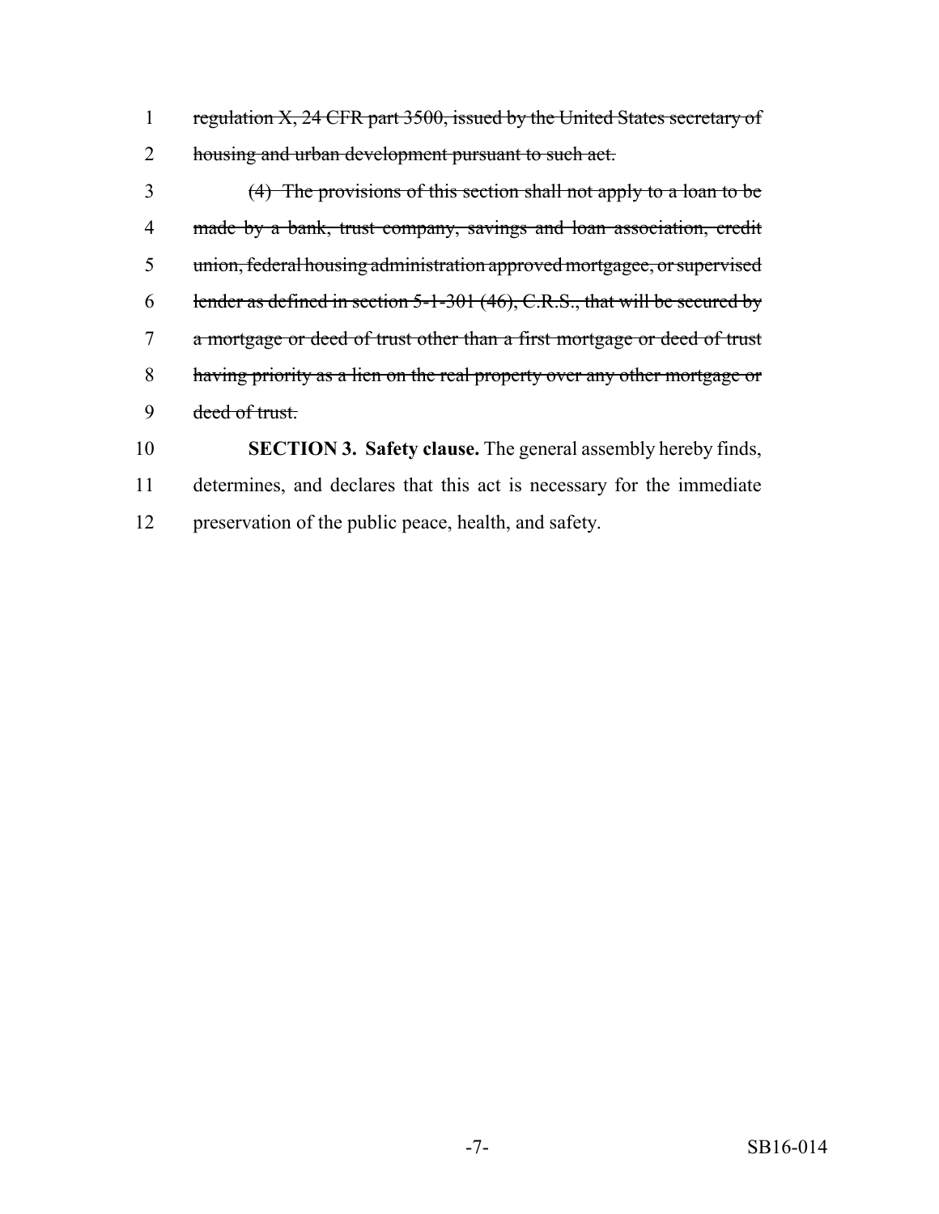~~regulation X, 24 CFR part 3500, issued by the United States secretary of housing and urban development pursuant to such act.~~

~~(4) The provisions of this section shall not apply to a loan to be made by a bank, trust company, savings and loan association, credit union, federal housing administration approved mortgagee, or supervised lender as defined in section 5-1-301 (46), C.R.S., that will be secured by a mortgage or deed of trust other than a first mortgage or deed of trust having priority as a lien on the real property over any other mortgage or deed of trust.~~

**SECTION 3. Safety clause.** The general assembly hereby finds, determines, and declares that this act is necessary for the immediate preservation of the public peace, health, and safety.